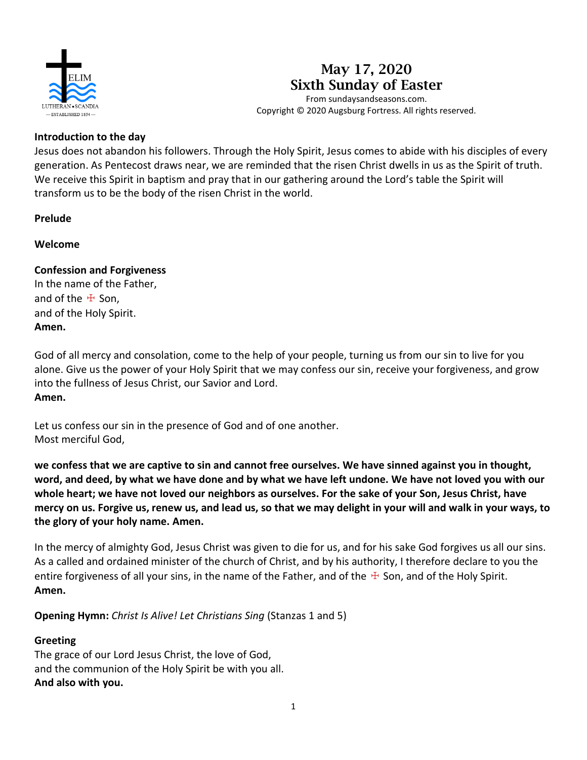# May 17, 2020
# Sixth Sunday of Easter

From sundaysandseasons.com.
Copyright © 2020 Augsburg Fortress. All rights reserved.

**Introduction to the day**
Jesus does not abandon his followers. Through the Holy Spirit, Jesus comes to abide with his disciples of every generation. As Pentecost draws near, we are reminded that the risen Christ dwells in us as the Spirit of truth. We receive this Spirit in baptism and pray that in our gathering around the Lord's table the Spirit will transform us to be the body of the risen Christ in the world.

**Prelude**

**Welcome**

**Confession and Forgiveness**
In the name of the Father,
and of the ☩ Son,
and of the Holy Spirit.
**Amen.**

God of all mercy and consolation, come to the help of your people, turning us from our sin to live for you alone. Give us the power of your Holy Spirit that we may confess our sin, receive your forgiveness, and grow into the fullness of Jesus Christ, our Savior and Lord.
**Amen.**

Let us confess our sin in the presence of God and of one another.
Most merciful God,

**we confess that we are captive to sin and cannot free ourselves. We have sinned against you in thought, word, and deed, by what we have done and by what we have left undone. We have not loved you with our whole heart; we have not loved our neighbors as ourselves. For the sake of your Son, Jesus Christ, have mercy on us. Forgive us, renew us, and lead us, so that we may delight in your will and walk in your ways, to the glory of your holy name. Amen.**

In the mercy of almighty God, Jesus Christ was given to die for us, and for his sake God forgives us all our sins. As a called and ordained minister of the church of Christ, and by his authority, I therefore declare to you the entire forgiveness of all your sins, in the name of the Father, and of the ☩ Son, and of the Holy Spirit.
**Amen.**

**Opening Hymn:** *Christ Is Alive! Let Christians Sing* (Stanzas 1 and 5)

**Greeting**
The grace of our Lord Jesus Christ, the love of God,
and the communion of the Holy Spirit be with you all.
**And also with you.**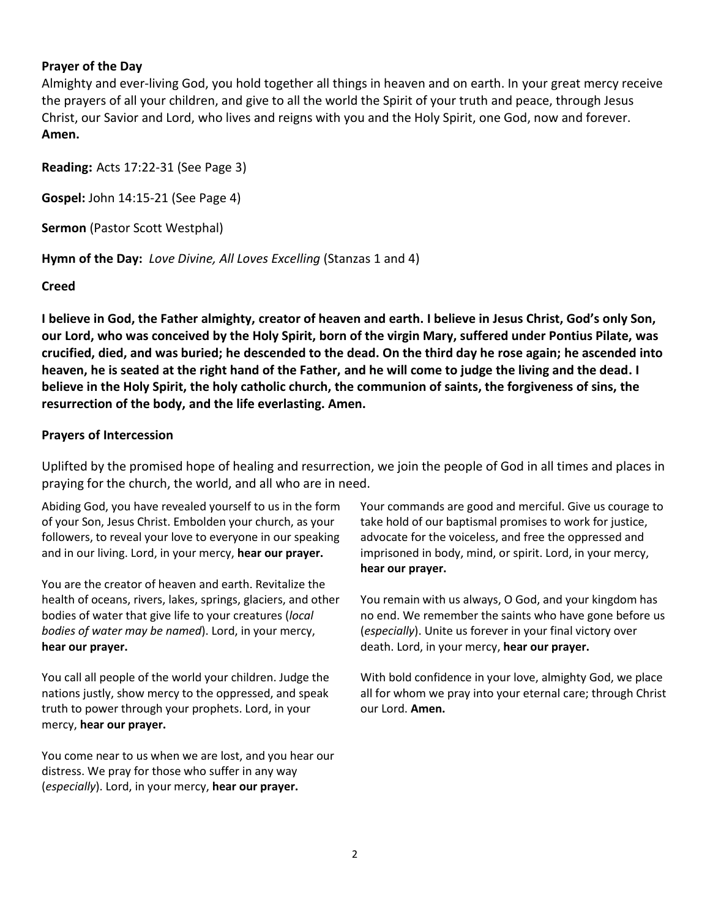**Prayer of the Day**

Almighty and ever-living God, you hold together all things in heaven and on earth. In your great mercy receive the prayers of all your children, and give to all the world the Spirit of your truth and peace, through Jesus Christ, our Savior and Lord, who lives and reigns with you and the Holy Spirit, one God, now and forever. **Amen.**

**Reading:** Acts 17:22-31 (See Page 3)

**Gospel:** John 14:15-21 (See Page 4)

**Sermon** (Pastor Scott Westphal)

**Hymn of the Day:** *Love Divine, All Loves Excelling* (Stanzas 1 and 4)

**Creed**

**I believe in God, the Father almighty, creator of heaven and earth. I believe in Jesus Christ, God's only Son, our Lord, who was conceived by the Holy Spirit, born of the virgin Mary, suffered under Pontius Pilate, was crucified, died, and was buried; he descended to the dead. On the third day he rose again; he ascended into heaven, he is seated at the right hand of the Father, and he will come to judge the living and the dead. I believe in the Holy Spirit, the holy catholic church, the communion of saints, the forgiveness of sins, the resurrection of the body, and the life everlasting. Amen.**

**Prayers of Intercession**

Uplifted by the promised hope of healing and resurrection, we join the people of God in all times and places in praying for the church, the world, and all who are in need.

Abiding God, you have revealed yourself to us in the form of your Son, Jesus Christ. Embolden your church, as your followers, to reveal your love to everyone in our speaking and in our living. Lord, in your mercy, **hear our prayer.**

You are the creator of heaven and earth. Revitalize the health of oceans, rivers, lakes, springs, glaciers, and other bodies of water that give life to your creatures (*local bodies of water may be named*). Lord, in your mercy, **hear our prayer.**

You call all people of the world your children. Judge the nations justly, show mercy to the oppressed, and speak truth to power through your prophets. Lord, in your mercy, **hear our prayer.**

You come near to us when we are lost, and you hear our distress. We pray for those who suffer in any way (*especially*). Lord, in your mercy, **hear our prayer.**

Your commands are good and merciful. Give us courage to take hold of our baptismal promises to work for justice, advocate for the voiceless, and free the oppressed and imprisoned in body, mind, or spirit. Lord, in your mercy, **hear our prayer.**

You remain with us always, O God, and your kingdom has no end. We remember the saints who have gone before us (*especially*). Unite us forever in your final victory over death. Lord, in your mercy, **hear our prayer.**

With bold confidence in your love, almighty God, we place all for whom we pray into your eternal care; through Christ our Lord. **Amen.**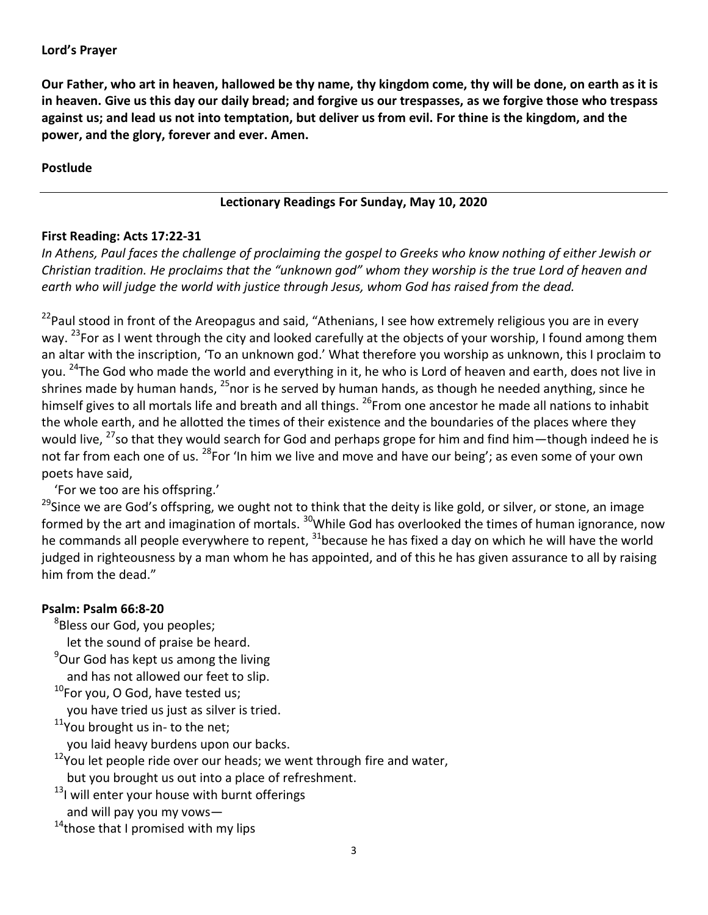**Lord's Prayer**

**Our Father, who art in heaven, hallowed be thy name, thy kingdom come, thy will be done, on earth as it is in heaven. Give us this day our daily bread; and forgive us our trespasses, as we forgive those who trespass against us; and lead us not into temptation, but deliver us from evil. For thine is the kingdom, and the power, and the glory, forever and ever. Amen.**

**Postlude**

---

**Lectionary Readings For Sunday, May 10, 2020**

**First Reading: Acts 17:22-31**

*In Athens, Paul faces the challenge of proclaiming the gospel to Greeks who know nothing of either Jewish or Christian tradition. He proclaims that the "unknown god" whom they worship is the true Lord of heaven and earth who will judge the world with justice through Jesus, whom God has raised from the dead.*

[22]Paul stood in front of the Areopagus and said, "Athenians, I see how extremely religious you are in every way. [23]For as I went through the city and looked carefully at the objects of your worship, I found among them an altar with the inscription, 'To an unknown god.' What therefore you worship as unknown, this I proclaim to you. [24]The God who made the world and everything in it, he who is Lord of heaven and earth, does not live in shrines made by human hands, [25]nor is he served by human hands, as though he needed anything, since he himself gives to all mortals life and breath and all things. [26]From one ancestor he made all nations to inhabit the whole earth, and he allotted the times of their existence and the boundaries of the places where they would live, [27]so that they would search for God and perhaps grope for him and find him—though indeed he is not far from each one of us. [28]For 'In him we live and move and have our being'; as even some of your own poets have said,

'For we too are his offspring.'

[29]Since we are God's offspring, we ought not to think that the deity is like gold, or silver, or stone, an image formed by the art and imagination of mortals. [30]While God has overlooked the times of human ignorance, now he commands all people everywhere to repent, [31]because he has fixed a day on which he will have the world judged in righteousness by a man whom he has appointed, and of this he has given assurance to all by raising him from the dead."

**Psalm: Psalm 66:8-20**

[8]Bless our God, you peoples;
let the sound of praise be heard.
[9]Our God has kept us among the living
and has not allowed our feet to slip.
[10]For you, O God, have tested us;
you have tried us just as silver is tried.
[11]You brought us in- to the net;
you laid heavy burdens upon our backs.
[12]You let people ride over our heads; we went through fire and water,
but you brought us out into a place of refreshment.
[13]I will enter your house with burnt offerings
and will pay you my vows—
[14]those that I promised with my lips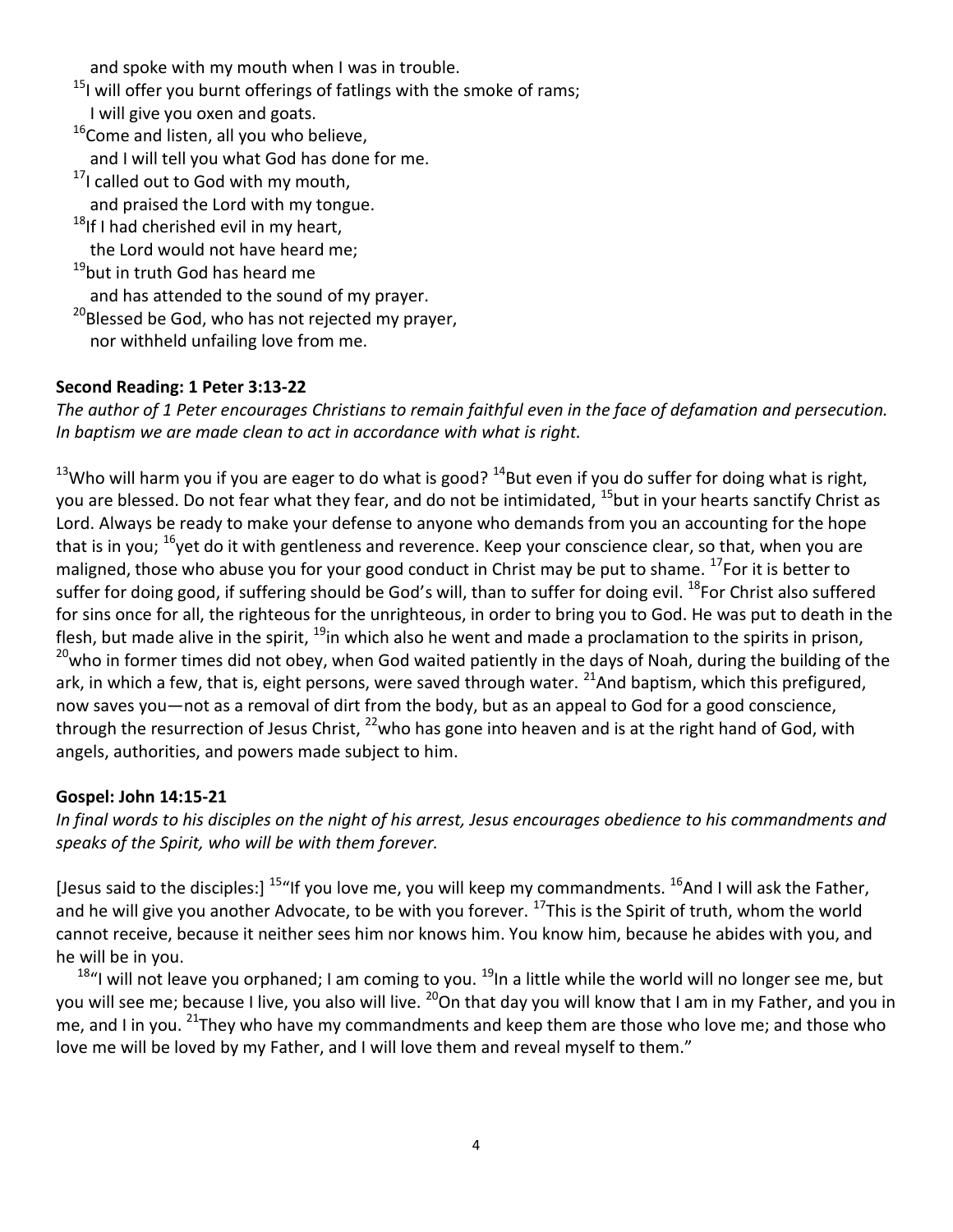and spoke with my mouth when I was in trouble.

[15]I will offer you burnt offerings of fatlings with the smoke of rams;
I will give you oxen and goats.

[16]Come and listen, all you who believe,
and I will tell you what God has done for me.

[17]I called out to God with my mouth,
and praised the Lord with my tongue.

[18]If I had cherished evil in my heart,
the Lord would not have heard me;

[19]but in truth God has heard me
and has attended to the sound of my prayer.

[20]Blessed be God, who has not rejected my prayer,
nor withheld unfailing love from me.

**Second Reading: 1 Peter 3:13-22**

*The author of 1 Peter encourages Christians to remain faithful even in the face of defamation and persecution. In baptism we are made clean to act in accordance with what is right.*

[13]Who will harm you if you are eager to do what is good? [14]But even if you do suffer for doing what is right, you are blessed. Do not fear what they fear, and do not be intimidated, [15]but in your hearts sanctify Christ as Lord. Always be ready to make your defense to anyone who demands from you an accounting for the hope that is in you; [16]yet do it with gentleness and reverence. Keep your conscience clear, so that, when you are maligned, those who abuse you for your good conduct in Christ may be put to shame. [17]For it is better to suffer for doing good, if suffering should be God's will, than to suffer for doing evil. [18]For Christ also suffered for sins once for all, the righteous for the unrighteous, in order to bring you to God. He was put to death in the flesh, but made alive in the spirit, [19]in which also he went and made a proclamation to the spirits in prison, [20]who in former times did not obey, when God waited patiently in the days of Noah, during the building of the ark, in which a few, that is, eight persons, were saved through water. [21]And baptism, which this prefigured, now saves you—not as a removal of dirt from the body, but as an appeal to God for a good conscience, through the resurrection of Jesus Christ, [22]who has gone into heaven and is at the right hand of God, with angels, authorities, and powers made subject to him.

**Gospel: John 14:15-21**

*In final words to his disciples on the night of his arrest, Jesus encourages obedience to his commandments and speaks of the Spirit, who will be with them forever.*

[Jesus said to the disciples:] [15]"If you love me, you will keep my commandments. [16]And I will ask the Father, and he will give you another Advocate, to be with you forever. [17]This is the Spirit of truth, whom the world cannot receive, because it neither sees him nor knows him. You know him, because he abides with you, and he will be in you.

[18]"I will not leave you orphaned; I am coming to you. [19]In a little while the world will no longer see me, but you will see me; because I live, you also will live. [20]On that day you will know that I am in my Father, and you in me, and I in you. [21]They who have my commandments and keep them are those who love me; and those who love me will be loved by my Father, and I will love them and reveal myself to them."